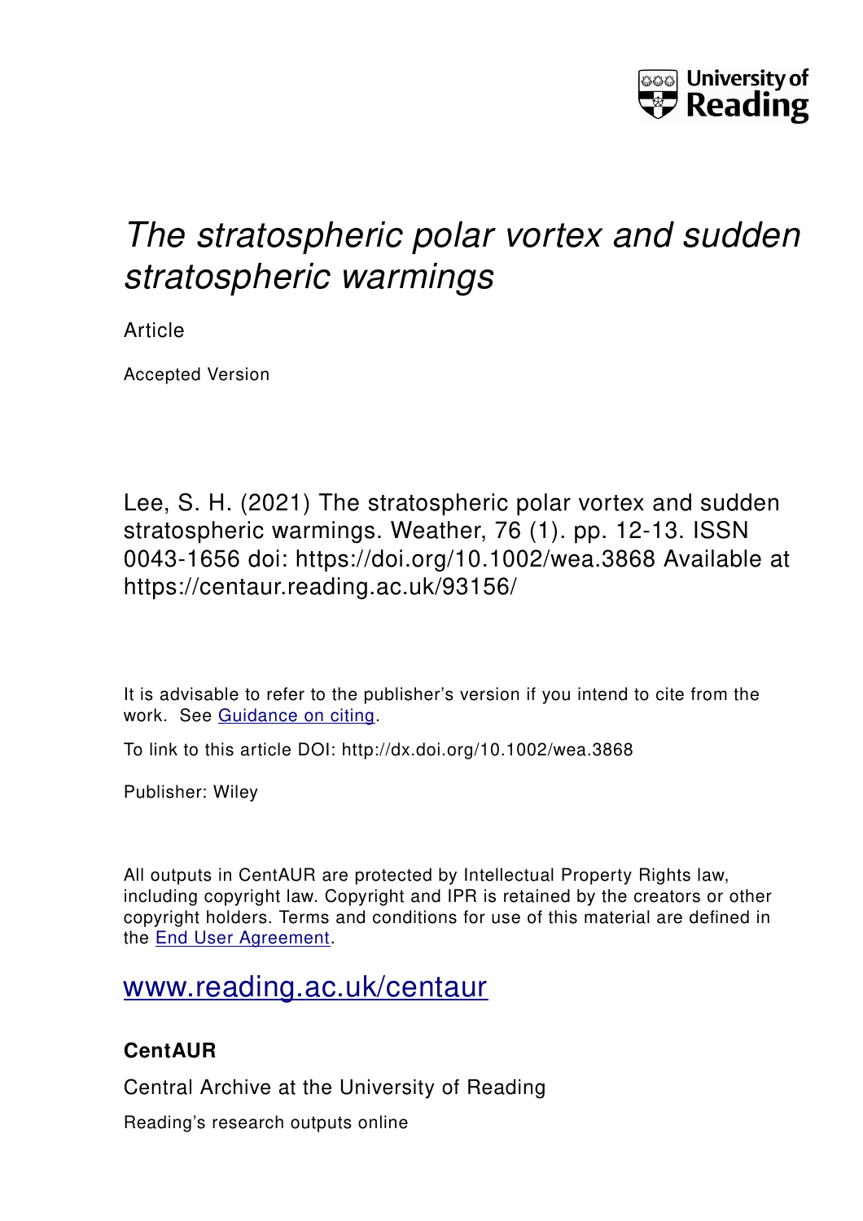# *The stratospheric polar vortex and sudden stratospheric warmings*

Article

Accepted Version

Lee, S. H. (2021) The stratospheric polar vortex and sudden stratospheric warmings. Weather, 76 (1). pp. 12-13. ISSN 0043-1656 doi: https://doi.org/10.1002/wea.3868 Available at https://centaur.reading.ac.uk/93156/

It is advisable to refer to the publisher's version if you intend to cite from the work. See Guidance on citing.

To link to this article DOI: http://dx.doi.org/10.1002/wea.3868

Publisher: Wiley

All outputs in CentAUR are protected by Intellectual Property Rights law, including copyright law. Copyright and IPR is retained by the creators or other copyright holders. Terms and conditions for use of this material are defined in the End User Agreement.

www.reading.ac.uk/centaur

**CentAUR**

Central Archive at the University of Reading

Reading's research outputs online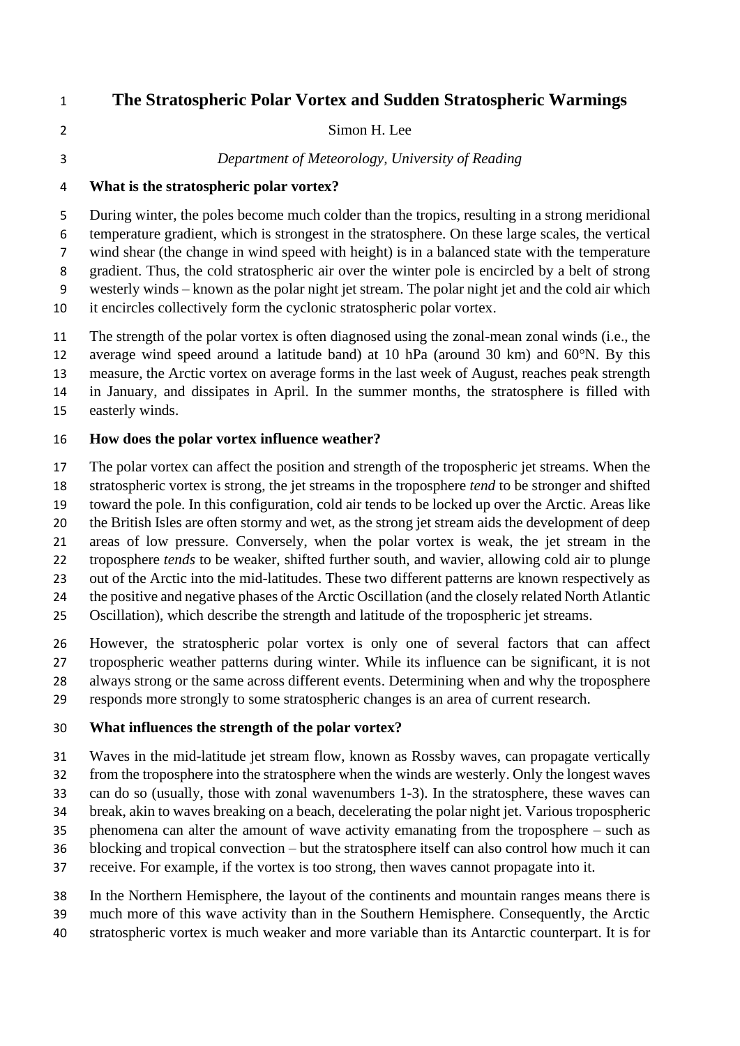# The Stratospheric Polar Vortex and Sudden Stratospheric Warmings

Simon H. Lee

*Department of Meteorology, University of Reading*

## What is the stratospheric polar vortex?

During winter, the poles become much colder than the tropics, resulting in a strong meridional temperature gradient, which is strongest in the stratosphere. On these large scales, the vertical wind shear (the change in wind speed with height) is in a balanced state with the temperature gradient. Thus, the cold stratospheric air over the winter pole is encircled by a belt of strong westerly winds – known as the polar night jet stream. The polar night jet and the cold air which it encircles collectively form the cyclonic stratospheric polar vortex.

The strength of the polar vortex is often diagnosed using the zonal-mean zonal winds (i.e., the average wind speed around a latitude band) at 10 hPa (around 30 km) and 60°N. By this measure, the Arctic vortex on average forms in the last week of August, reaches peak strength in January, and dissipates in April. In the summer months, the stratosphere is filled with easterly winds.

## How does the polar vortex influence weather?

The polar vortex can affect the position and strength of the tropospheric jet streams. When the stratospheric vortex is strong, the jet streams in the troposphere *tend* to be stronger and shifted toward the pole. In this configuration, cold air tends to be locked up over the Arctic. Areas like the British Isles are often stormy and wet, as the strong jet stream aids the development of deep areas of low pressure. Conversely, when the polar vortex is weak, the jet stream in the troposphere *tends* to be weaker, shifted further south, and wavier, allowing cold air to plunge out of the Arctic into the mid-latitudes. These two different patterns are known respectively as the positive and negative phases of the Arctic Oscillation (and the closely related North Atlantic Oscillation), which describe the strength and latitude of the tropospheric jet streams.

However, the stratospheric polar vortex is only one of several factors that can affect tropospheric weather patterns during winter. While its influence can be significant, it is not always strong or the same across different events. Determining when and why the troposphere responds more strongly to some stratospheric changes is an area of current research.

## What influences the strength of the polar vortex?

Waves in the mid-latitude jet stream flow, known as Rossby waves, can propagate vertically from the troposphere into the stratosphere when the winds are westerly. Only the longest waves can do so (usually, those with zonal wavenumbers 1-3). In the stratosphere, these waves can break, akin to waves breaking on a beach, decelerating the polar night jet. Various tropospheric phenomena can alter the amount of wave activity emanating from the troposphere – such as blocking and tropical convection – but the stratosphere itself can also control how much it can receive. For example, if the vortex is too strong, then waves cannot propagate into it.

In the Northern Hemisphere, the layout of the continents and mountain ranges means there is much more of this wave activity than in the Southern Hemisphere. Consequently, the Arctic stratospheric vortex is much weaker and more variable than its Antarctic counterpart. It is for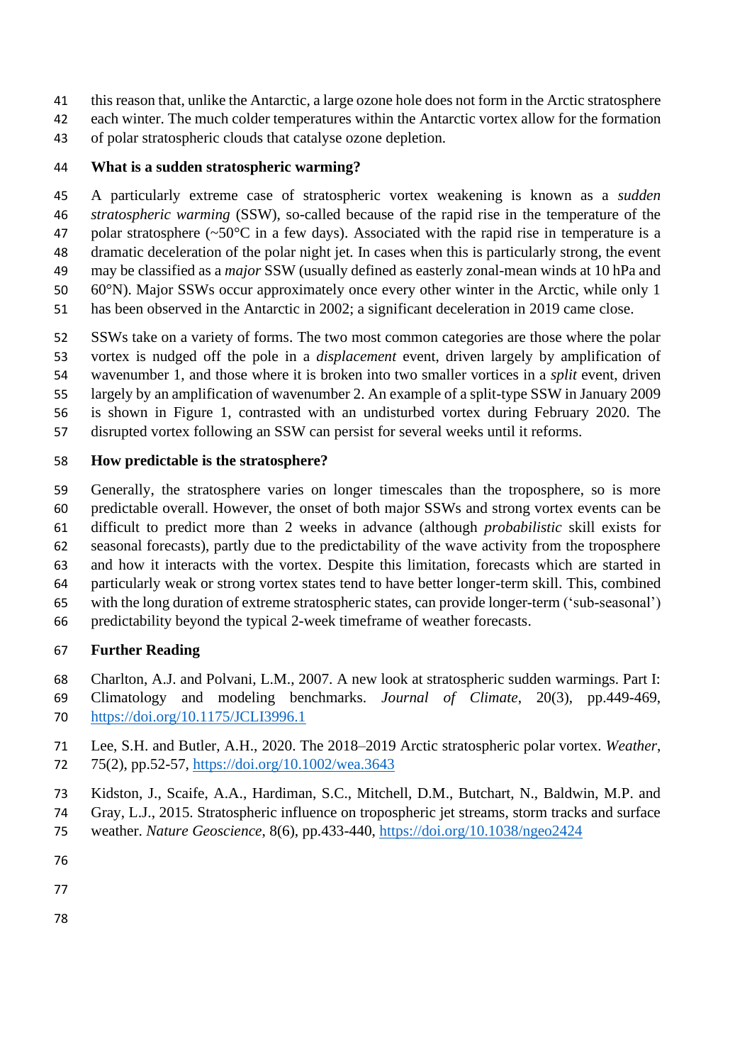this reason that, unlike the Antarctic, a large ozone hole does not form in the Arctic stratosphere each winter. The much colder temperatures within the Antarctic vortex allow for the formation of polar stratospheric clouds that catalyse ozone depletion.

## What is a sudden stratospheric warming?

A particularly extreme case of stratospheric vortex weakening is known as a *sudden stratospheric warming* (SSW), so-called because of the rapid rise in the temperature of the polar stratosphere (~50°C in a few days). Associated with the rapid rise in temperature is a dramatic deceleration of the polar night jet. In cases when this is particularly strong, the event may be classified as a *major* SSW (usually defined as easterly zonal-mean winds at 10 hPa and 60°N). Major SSWs occur approximately once every other winter in the Arctic, while only 1 has been observed in the Antarctic in 2002; a significant deceleration in 2019 came close.

SSWs take on a variety of forms. The two most common categories are those where the polar vortex is nudged off the pole in a *displacement* event, driven largely by amplification of wavenumber 1, and those where it is broken into two smaller vortices in a *split* event, driven largely by an amplification of wavenumber 2. An example of a split-type SSW in January 2009 is shown in Figure 1, contrasted with an undisturbed vortex during February 2020. The disrupted vortex following an SSW can persist for several weeks until it reforms.

## How predictable is the stratosphere?

Generally, the stratosphere varies on longer timescales than the troposphere, so is more predictable overall. However, the onset of both major SSWs and strong vortex events can be difficult to predict more than 2 weeks in advance (although *probabilistic* skill exists for seasonal forecasts), partly due to the predictability of the wave activity from the troposphere and how it interacts with the vortex. Despite this limitation, forecasts which are started in particularly weak or strong vortex states tend to have better longer-term skill. This, combined with the long duration of extreme stratospheric states, can provide longer-term ('sub-seasonal') predictability beyond the typical 2-week timeframe of weather forecasts.

## Further Reading

Charlton, A.J. and Polvani, L.M., 2007. A new look at stratospheric sudden warmings. Part I: Climatology and modeling benchmarks. *Journal of Climate*, 20(3), pp.449-469, https://doi.org/10.1175/JCLI3996.1

Lee, S.H. and Butler, A.H., 2020. The 2018–2019 Arctic stratospheric polar vortex. *Weather*, 75(2), pp.52-57, https://doi.org/10.1002/wea.3643

Kidston, J., Scaife, A.A., Hardiman, S.C., Mitchell, D.M., Butchart, N., Baldwin, M.P. and Gray, L.J., 2015. Stratospheric influence on tropospheric jet streams, storm tracks and surface weather. *Nature Geoscience*, 8(6), pp.433-440, https://doi.org/10.1038/ngeo2424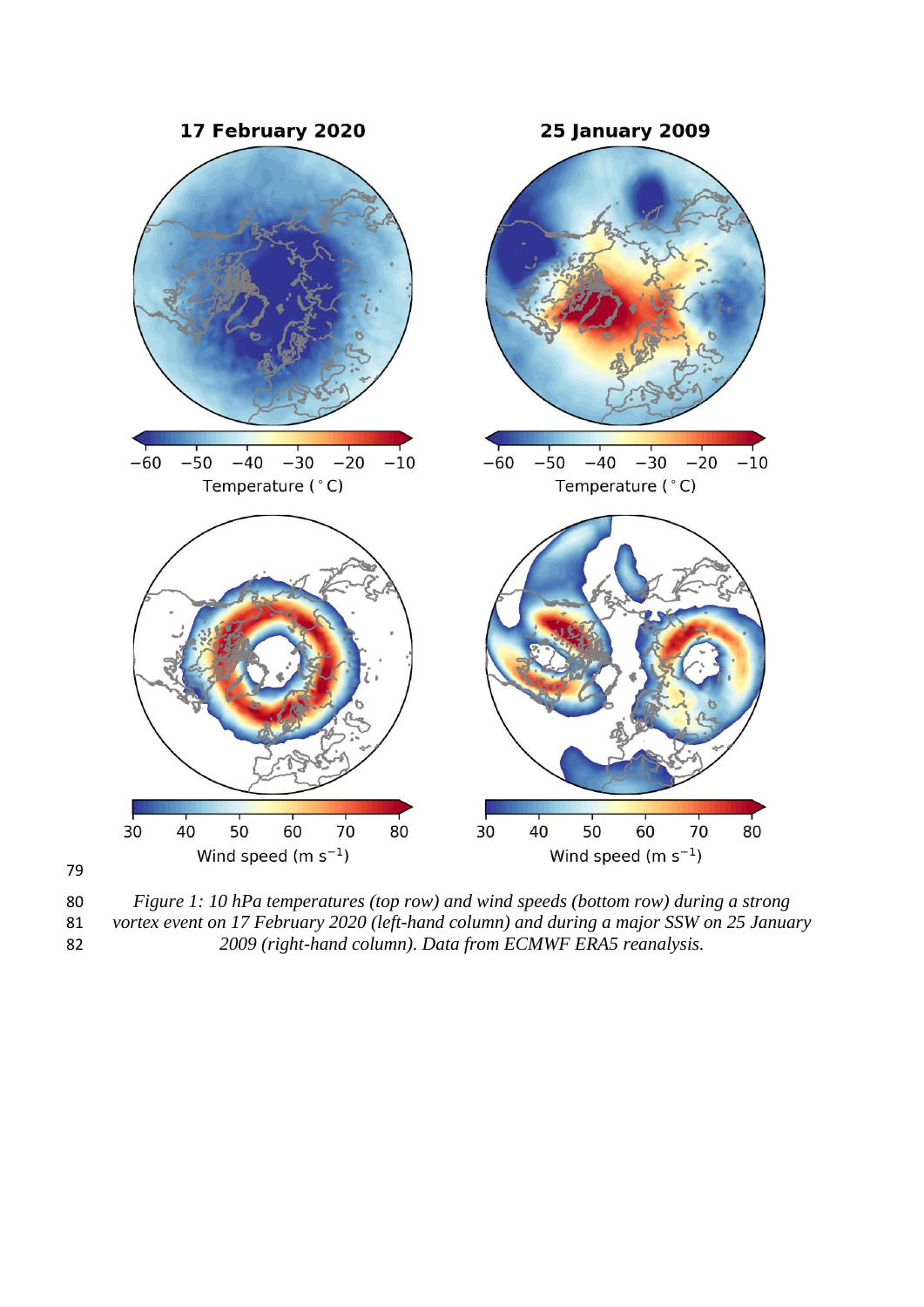17 February 2020

25 January 2009

−60 −50 −40 −30 −20 −10
Temperature (°C)

−60 −50 −40 −30 −20 −10
Temperature (°C)

30 40 50 60 70 80
Wind speed (m s$^{-1}$)

30 40 50 60 70 80
Wind speed (m s$^{-1}$)

*Figure 1: 10 hPa temperatures (top row) and wind speeds (bottom row) during a strong vortex event on 17 February 2020 (left-hand column) and during a major SSW on 25 January 2009 (right-hand column). Data from ECMWF ERA5 reanalysis.*